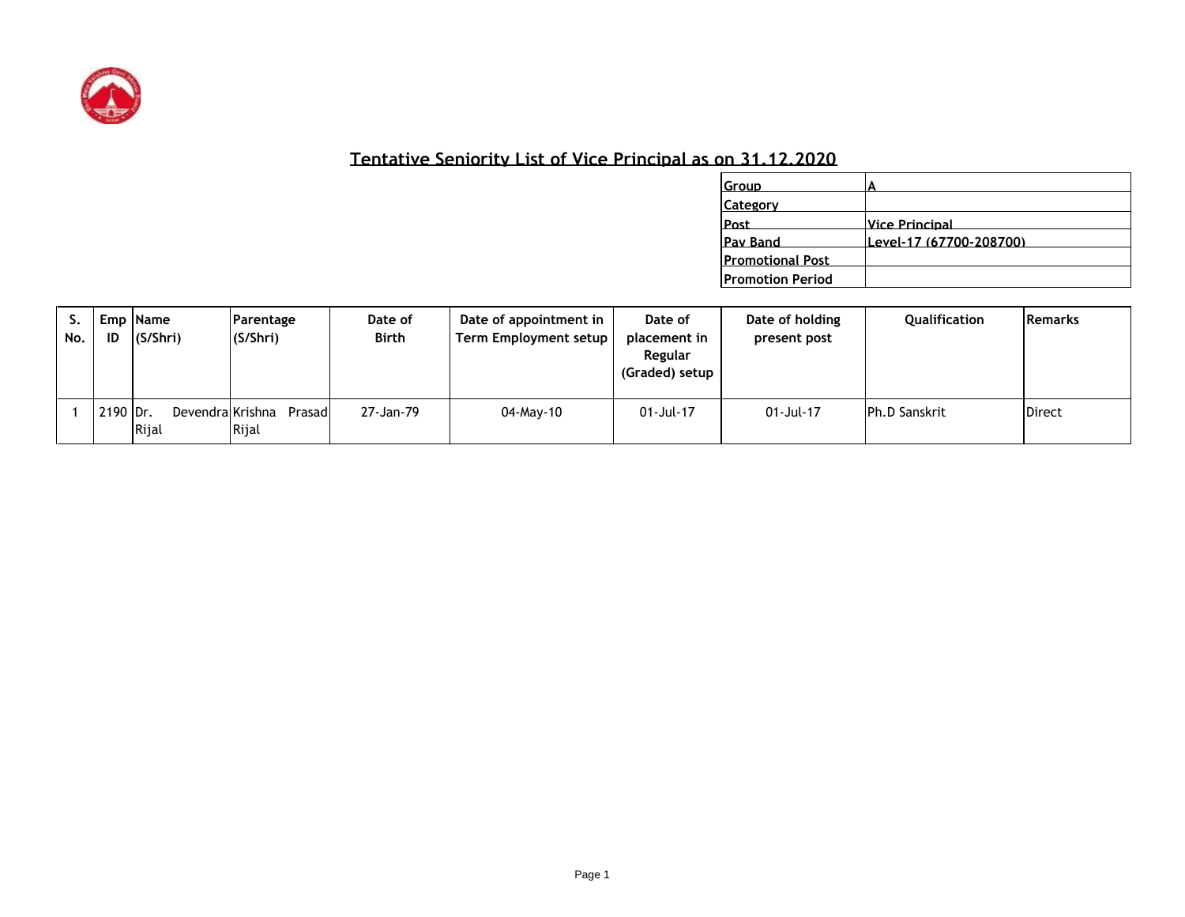# Tentative Seniority List of Vice Principal as on 31.12.2020

| Group | A |
|---|---|
| Category | |
| Post | Vice Principal |
| Pay Band | Level-17 (67700-208700) |
| Promotional Post | |
| Promotion Period | |

| S. No. | Emp ID | Name (S/Shri) | Parentage (S/Shri) | Date of Birth | Date of appointment in Term Employment setup | Date of placement in Regular (Graded) setup | Date of holding present post | Qualification | Remarks |
|---|---|---|---|---|---|---|---|---|---|
| 1 | 2190 | Dr. Devendra Rijal | Krishna Prasad Rijal | 27-Jan-79 | 04-May-10 | 01-Jul-17 | 01-Jul-17 | Ph.D Sanskrit | Direct |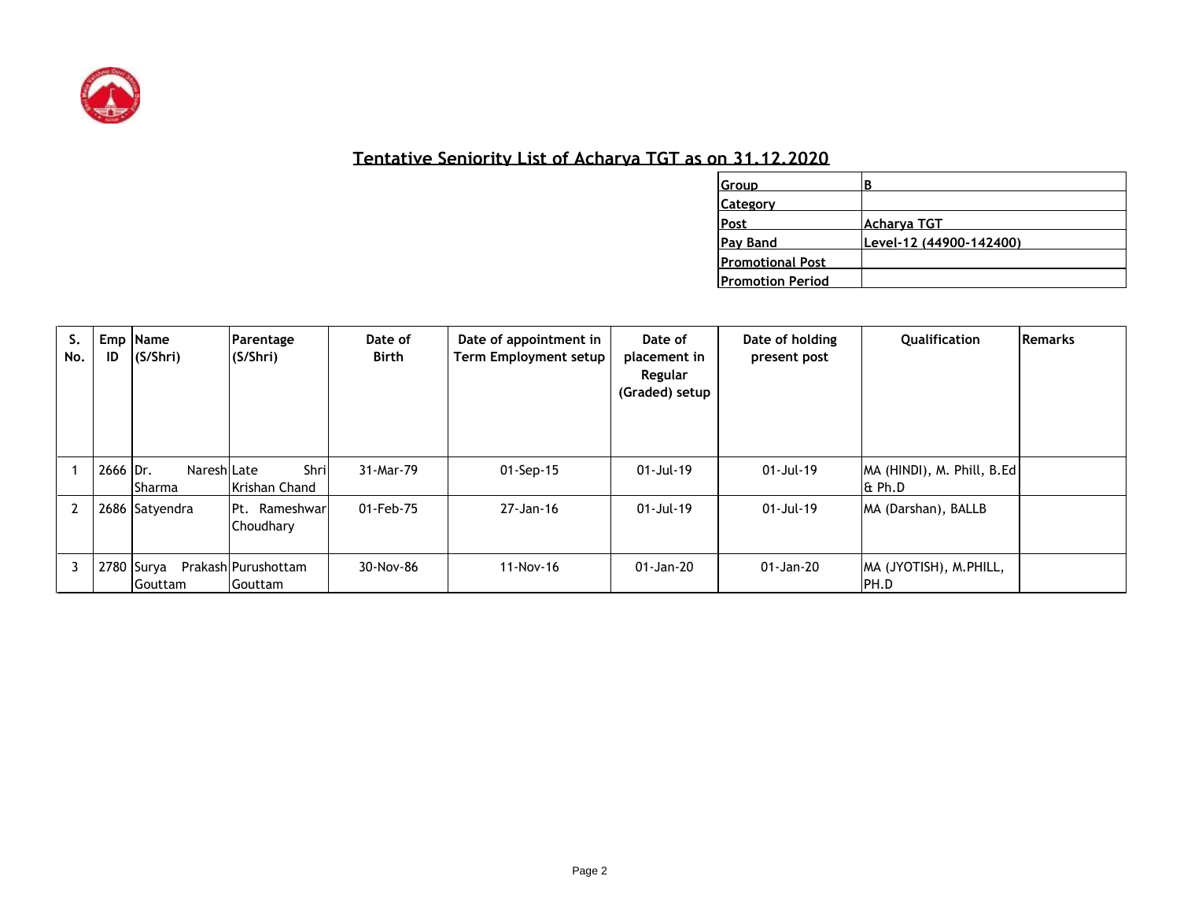## Tentative Seniority List of Acharya TGT as on 31.12.2020

| | |
|---|---|
| Group | B |
| Category | |
| Post | Acharya TGT |
| Pay Band | Level-12 (44900-142400) |
| Promotional Post | |
| Promotion Period | |

| S. No. | Emp ID | Name (S/Shri) | Parentage (S/Shri) | Date of Birth | Date of appointment in Term Employment setup | Date of placement in Regular (Graded) setup | Date of holding present post | Qualification | Remarks |
|---|---|---|---|---|---|---|---|---|---|
| 1 | 2666 | Dr. Naresh Sharma | Late Shri Krishan Chand | 31-Mar-79 | 01-Sep-15 | 01-Jul-19 | 01-Jul-19 | MA (HINDI), M. Phill, B.Ed & Ph.D | |
| 2 | 2686 | Satyendra | Pt. Rameshwar Choudhary | 01-Feb-75 | 27-Jan-16 | 01-Jul-19 | 01-Jul-19 | MA (Darshan), BALLB | |
| 3 | 2780 | Surya Prakash Gouttam | Purushottam Gouttam | 30-Nov-86 | 11-Nov-16 | 01-Jan-20 | 01-Jan-20 | MA (JYOTISH), M.PHILL, PH.D | |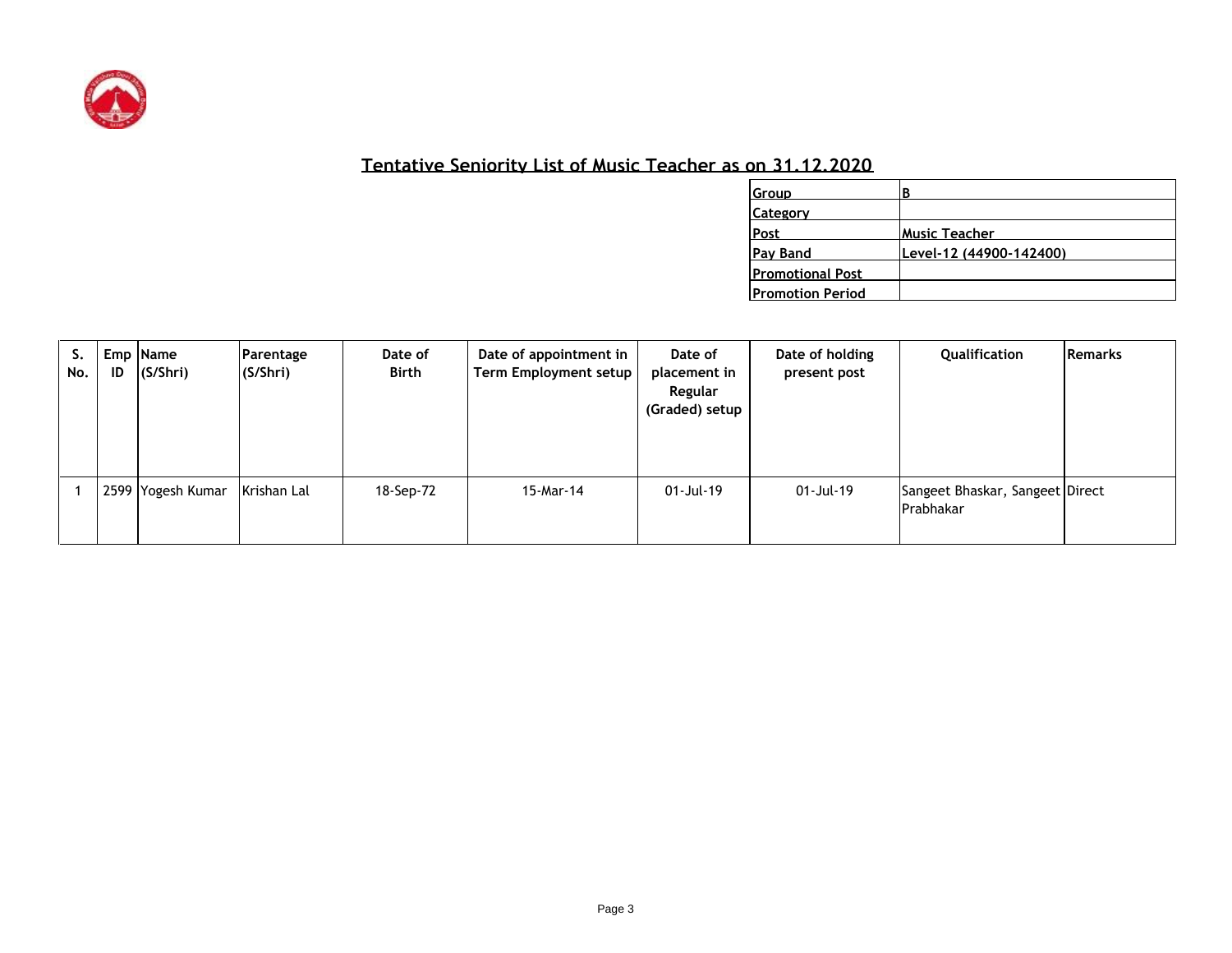# Tentative Seniority List of Music Teacher as on 31.12.2020

| | |
|---|---|
| Group | B |
| Category | |
| Post | Music Teacher |
| Pay Band | Level-12 (44900-142400) |
| Promotional Post | |
| Promotion Period | |

| S. No. | Emp ID | Name (S/Shri) | Parentage (S/Shri) | Date of Birth | Date of appointment in Term Employment setup | Date of placement in Regular (Graded) setup | Date of holding present post | Qualification | Remarks |
|---|---|---|---|---|---|---|---|---|---|
| 1 | 2599 | Yogesh Kumar | Krishan Lal | 18-Sep-72 | 15-Mar-14 | 01-Jul-19 | 01-Jul-19 | Sangeet Bhaskar, Sangeet Prabhakar | Direct |